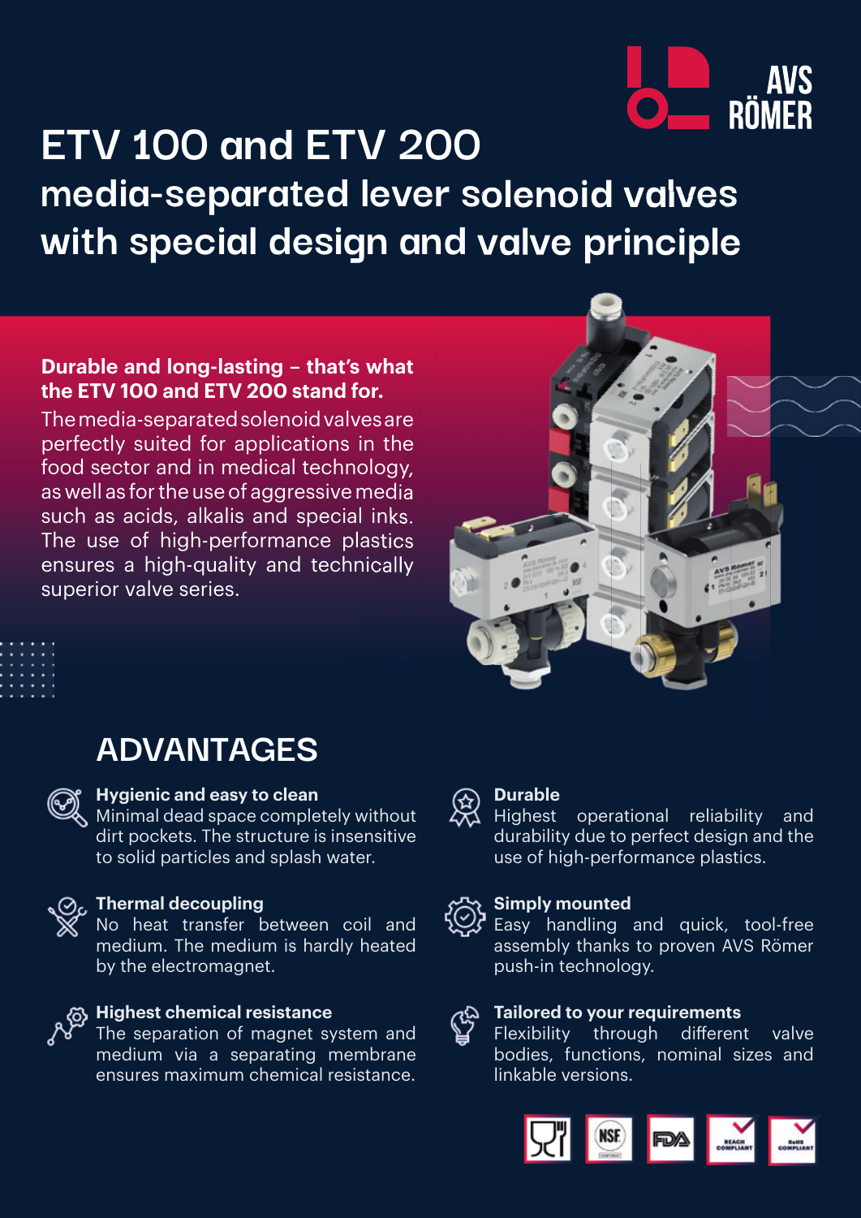# ETV 100 and ETV 200

## media-separated lever solenoid valves with special design and valve principle

**Durable and long-lasting – that's what the ETV 100 and ETV 200 stand for.**

The media-separated solenoid valves are perfectly suited for applications in the food sector and in medical technology, as well as for the use of aggressive media such as acids, alkalis and special inks. The use of high-performance plastics ensures a high-quality and technically superior valve series.

## ADVANTAGES

**Hygienic and easy to clean**
Minimal dead space completely without dirt pockets. The structure is insensitive to solid particles and splash water.

**Thermal decoupling**
No heat transfer between coil and medium. The medium is hardly heated by the electromagnet.

**Highest chemical resistance**
The separation of magnet system and medium via a separating membrane ensures maximum chemical resistance.

**Durable**
Highest operational reliability and durability due to perfect design and the use of high-performance plastics.

**Simply mounted**
Easy handling and quick, tool-free assembly thanks to proven AVS Römer push-in technology.

**Tailored to your requirements**
Flexibility through different valve bodies, functions, nominal sizes and linkable versions.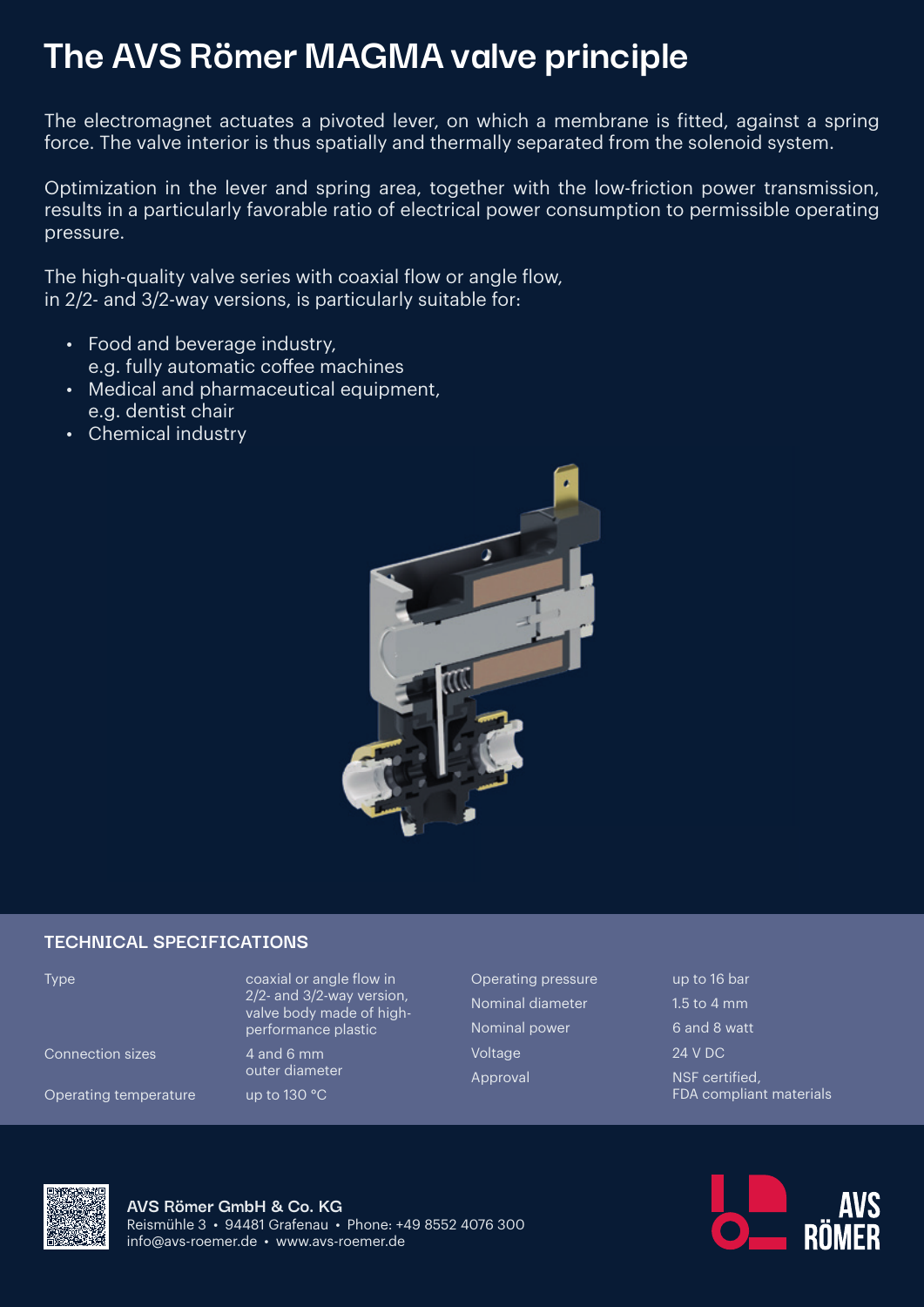# The AVS Römer MAGMA valve principle

The electromagnet actuates a pivoted lever, on which a membrane is fitted, against a spring force. The valve interior is thus spatially and thermally separated from the solenoid system.

Optimization in the lever and spring area, together with the low-friction power transmission, results in a particularly favorable ratio of electrical power consumption to permissible operating pressure.

The high-quality valve series with coaxial flow or angle flow, in 2/2- and 3/2-way versions, is particularly suitable for:

- Food and beverage industry, e.g. fully automatic coffee machines
- Medical and pharmaceutical equipment, e.g. dentist chair
- Chemical industry

## TECHNICAL SPECIFICATIONS

| | | | |
|---|---|---|---|
| Type | coaxial or angle flow in 2/2- and 3/2-way version, valve body made of high-performance plastic | Operating pressure | up to 16 bar |
| Connection sizes | 4 and 6 mm outer diameter | Nominal diameter | 1.5 to 4 mm |
| Operating temperature | up to 130 °C | Nominal power | 6 and 8 watt |
| | | Voltage | 24 V DC |
| | | Approval | NSF certified, FDA compliant materials |

**AVS Römer GmbH & Co. KG**
Reismühle 3 • 94481 Grafenau • Phone: +49 8552 4076 300
info@avs-roemer.de • www.avs-roemer.de